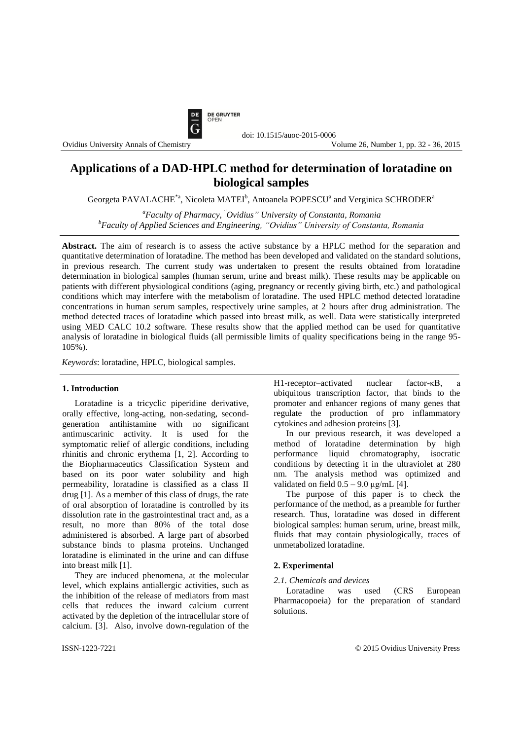doi: 10.1515/auoc-2015-0006

# Applications of a DAD-HPLC method for determination of loratadine on biological samples

Georgeta PAVALACHE[*a], Nicoleta MATEI[b], Antoanela POPESCU[a] and Verginica SCHRODER[a]

[a] *Faculty of Pharmacy, "Ovidius" University of Constanta, Romania*
[b] *Faculty of Applied Sciences and Engineering, "Ovidius" University of Constanta, Romania*

**Abstract.** The aim of research is to assess the active substance by a HPLC method for the separation and quantitative determination of loratadine. The method has been developed and validated on the standard solutions, in previous research. The current study was undertaken to present the results obtained from loratadine determination in biological samples (human serum, urine and breast milk). These results may be applicable on patients with different physiological conditions (aging, pregnancy or recently giving birth, etc.) and pathological conditions which may interfere with the metabolism of loratadine. The used HPLC method detected loratadine concentrations in human serum samples, respectively urine samples, at 2 hours after drug administration. The method detected traces of loratadine which passed into breast milk, as well. Data were statistically interpreted using MED CALC 10.2 software. These results show that the applied method can be used for quantitative analysis of loratadine in biological fluids (all permissible limits of quality specifications being in the range 95-105%).

*Keywords*: loratadine, HPLC, biological samples.

## 1. Introduction

Loratadine is a tricyclic piperidine derivative, orally effective, long-acting, non-sedating, second-generation antihistamine with no significant antimuscarinic activity. It is used for the symptomatic relief of allergic conditions, including rhinitis and chronic erythema [1, 2]. According to the Biopharmaceutics Classification System and based on its poor water solubility and high permeability, loratadine is classified as a class II drug [1]. As a member of this class of drugs, the rate of oral absorption of loratadine is controlled by its dissolution rate in the gastrointestinal tract and, as a result, no more than 80% of the total dose administered is absorbed. A large part of absorbed substance binds to plasma proteins. Unchanged loratadine is eliminated in the urine and can diffuse into breast milk [1].

They are induced phenomena, at the molecular level, which explains antiallergic activities, such as the inhibition of the release of mediators from mast cells that reduces the inward calcium current activated by the depletion of the intracellular store of calcium. [3]. Also, involve down-regulation of the H1-receptor–activated nuclear factor-κB, a ubiquitous transcription factor, that binds to the promoter and enhancer regions of many genes that regulate the production of pro inflammatory cytokines and adhesion proteins [3].

In our previous research, it was developed a method of loratadine determination by high performance liquid chromatography, isocratic conditions by detecting it in the ultraviolet at 280 nm. The analysis method was optimized and validated on field 0.5 – 9.0 μg/mL [4].

The purpose of this paper is to check the performance of the method, as a preamble for further research. Thus, loratadine was dosed in different biological samples: human serum, urine, breast milk, fluids that may contain physiologically, traces of unmetabolized loratadine.

## 2. Experimental

### *2.1. Chemicals and devices*

Loratadine was used (CRS European Pharmacopoeia) for the preparation of standard solutions.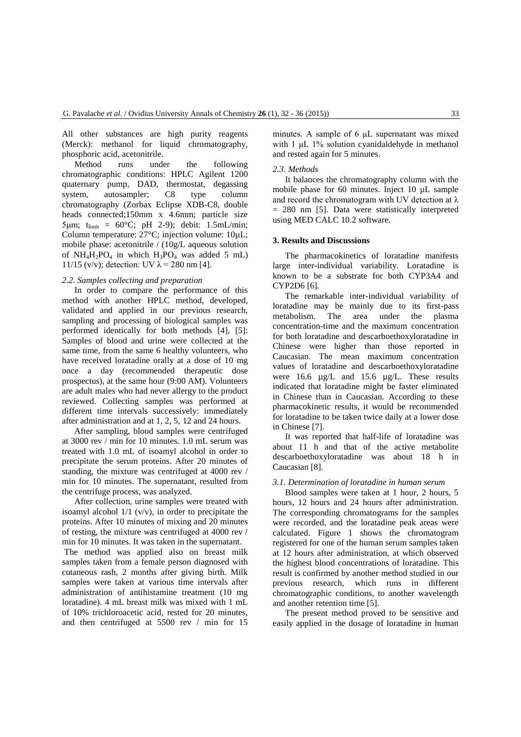All other substances are high purity reagents (Merck): methanol for liquid chromatography, phosphoric acid, acetonitrile.

Method runs under the following chromatographic conditions: HPLC Agilent 1200 quaternary pump, DAD, thermostat, degassing system, autosampler; C8 type column chromatography (Zorbax Eclipse XDB-C8, double heads connected;150mm x 4.6mm; particle size 5μm; $t_{limit}$ = 60°C; pH 2-9); debit: 1.5mL/min; Column temperature: 27°C; injection volume: 10µL; mobile phase: acetonitrile / (10g/L aqueous solution of $NH_4H_2PO_4$ in which $H_3PO_4$ was added 5 mL) 11/15 (v/v); detection: UV λ = 280 nm [4].

### *2.2. Samples collecting and preparation*

In order to compare the performance of this method with another HPLC method, developed, validated and applied in our previous research, sampling and processing of biological samples was performed identically for both methods [4], [5]: Samples of blood and urine were collected at the same time, from the same 6 healthy volunteers, who have received loratadine orally at a dose of 10 mg once a day (recommended therapeutic dose prospectus), at the same hour (9:00 AM). Volunteers are adult males who had never allergy to the product reviewed. Collecting samples was performed at different time intervals successively: immediately after administration and at 1, 2, 5, 12 and 24 hours.

After sampling, blood samples were centrifuged at 3000 rev / min for 10 minutes. 1.0 mL serum was treated with 1.0 mL of isoamyl alcohol in order to precipitate the serum proteins. After 20 minutes of standing, the mixture was centrifuged at 4000 rev / min for 10 minutes. The supernatant, resulted from the centrifuge process, was analyzed.

After collection, urine samples were treated with isoamyl alcohol 1/1 (v/v), in order to precipitate the proteins. After 10 minutes of mixing and 20 minutes of resting, the mixture was centrifuged at 4000 rev / min for 10 minutes. It was taken in the supernatant.

The method was applied also on breast milk samples taken from a female person diagnosed with cutaneous rash, 2 months after giving birth. Milk samples were taken at various time intervals after administration of antihistamine treatment (10 mg loratadine). 4 mL breast milk was mixed with 1 mL of 10% trichloroacetic acid, rested for 20 minutes, and then centrifuged at 5500 rev / min for 15 minutes. A sample of 6 μL supernatant was mixed with 1 μL 1% solution cyanidaldehyde in methanol and rested again for 5 minutes.

### *2.3. Methods*

It balances the chromatography column with the mobile phase for 60 minutes. Inject 10 μL sample and record the chromatogram with UV detection at λ = 280 nm [5]. Data were statistically interpreted using MED CALC 10.2 software.

## 3. Results and Discussions

The pharmacokinetics of loratadine manifests large inter-individual variability. Loratadine is known to be a substrate for both CYP3A4 and CYP2D6 [6].

The remarkable inter-individual variability of loratadine may be mainly due to its first-pass metabolism. The area under the plasma concentration-time and the maximum concentration for both loratadine and descarboethoxyloratadine in Chinese were higher than those reported in Caucasian. The mean maximum concentration values of loratadine and descarboethoxyloratadine were 16.6 µg/L and 15.6 µg/L. These results indicated that loratadine might be faster eliminated in Chinese than in Caucasian. According to these pharmacokinetic results, it would be recommended for loratadine to be taken twice daily at a lower dose in Chinese [7].

It was reported that half-life of loratadine was about 11 h and that of the active metabolite descarboethoxyloratadine was about 18 h in Caucasian [8].

### *3.1. Determination of loratadine in human serum*

Blood samples were taken at 1 hour, 2 hours, 5 hours, 12 hours and 24 hours after administration. The corresponding chromatograms for the samples were recorded, and the loratadine peak areas were calculated. Figure 1 shows the chromatogram registered for one of the human serum samples taken at 12 hours after administration, at which observed the highest blood concentrations of loratadine. This result is confirmed by another method studied in our previous research, which runs in different chromatographic conditions, to another wavelength and another retention time [5].

The present method proved to be sensitive and easily applied in the dosage of loratadine in human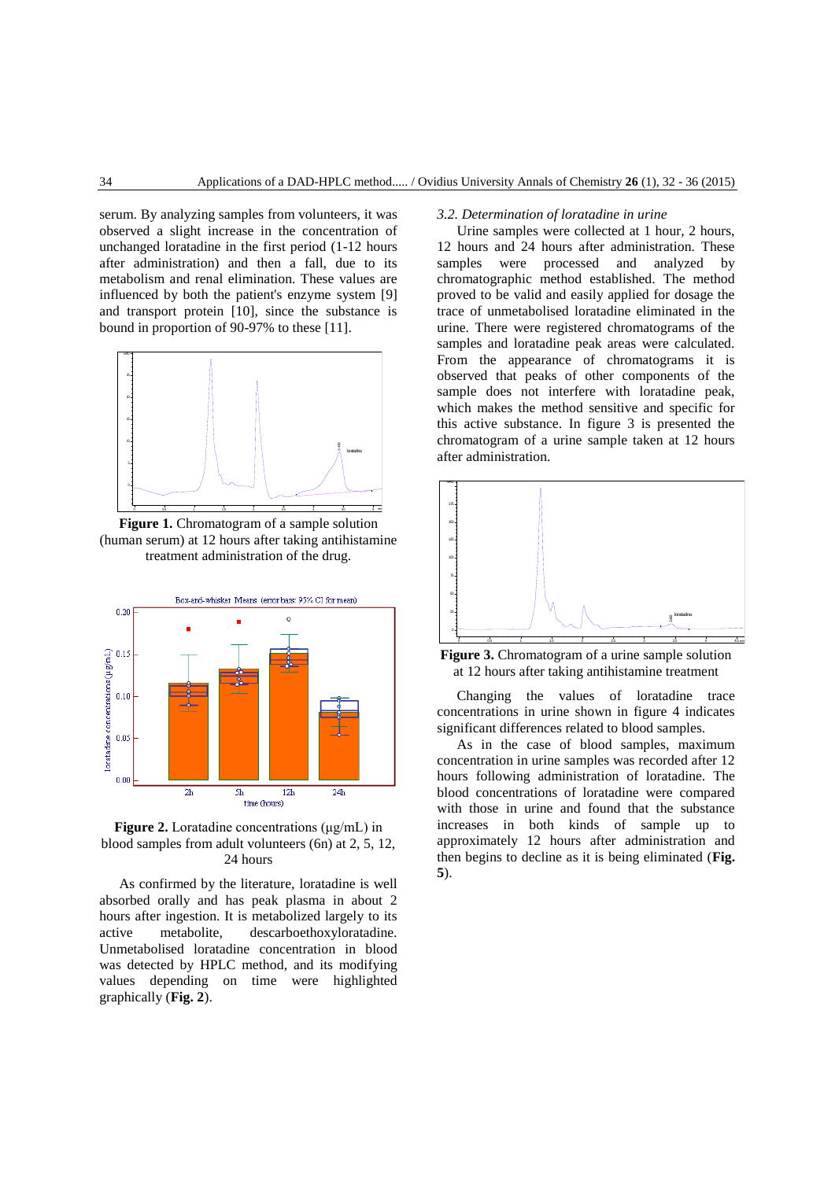serum. By analyzing samples from volunteers, it was observed a slight increase in the concentration of unchanged loratadine in the first period (1-12 hours after administration) and then a fall, due to its metabolism and renal elimination. These values are influenced by both the patient's enzyme system [9] and transport protein [10], since the substance is bound in proportion of 90-97% to these [11].

**Figure 1.** Chromatogram of a sample solution (human serum) at 12 hours after taking antihistamine treatment administration of the drug.

**Figure 2.** Loratadine concentrations (μg/mL) in blood samples from adult volunteers (6n) at 2, 5, 12, 24 hours

As confirmed by the literature, loratadine is well absorbed orally and has peak plasma in about 2 hours after ingestion. It is metabolized largely to its active metabolite, descarboethoxyloratadine. Unmetabolised loratadine concentration in blood was detected by HPLC method, and its modifying values depending on time were highlighted graphically (**Fig. 2**).

*3.2. Determination of loratadine in urine*

Urine samples were collected at 1 hour, 2 hours, 12 hours and 24 hours after administration. These samples were processed and analyzed by chromatographic method established. The method proved to be valid and easily applied for dosage the trace of unmetabolised loratadine eliminated in the urine. There were registered chromatograms of the samples and loratadine peak areas were calculated. From the appearance of chromatograms it is observed that peaks of other components of the sample does not interfere with loratadine peak, which makes the method sensitive and specific for this active substance. In figure 3 is presented the chromatogram of a urine sample taken at 12 hours after administration.

**Figure 3.** Chromatogram of a urine sample solution at 12 hours after taking antihistamine treatment

Changing the values of loratadine trace concentrations in urine shown in figure 4 indicates significant differences related to blood samples.

As in the case of blood samples, maximum concentration in urine samples was recorded after 12 hours following administration of loratadine. The blood concentrations of loratadine were compared with those in urine and found that the substance increases in both kinds of sample up to approximately 12 hours after administration and then begins to decline as it is being eliminated (**Fig. 5**).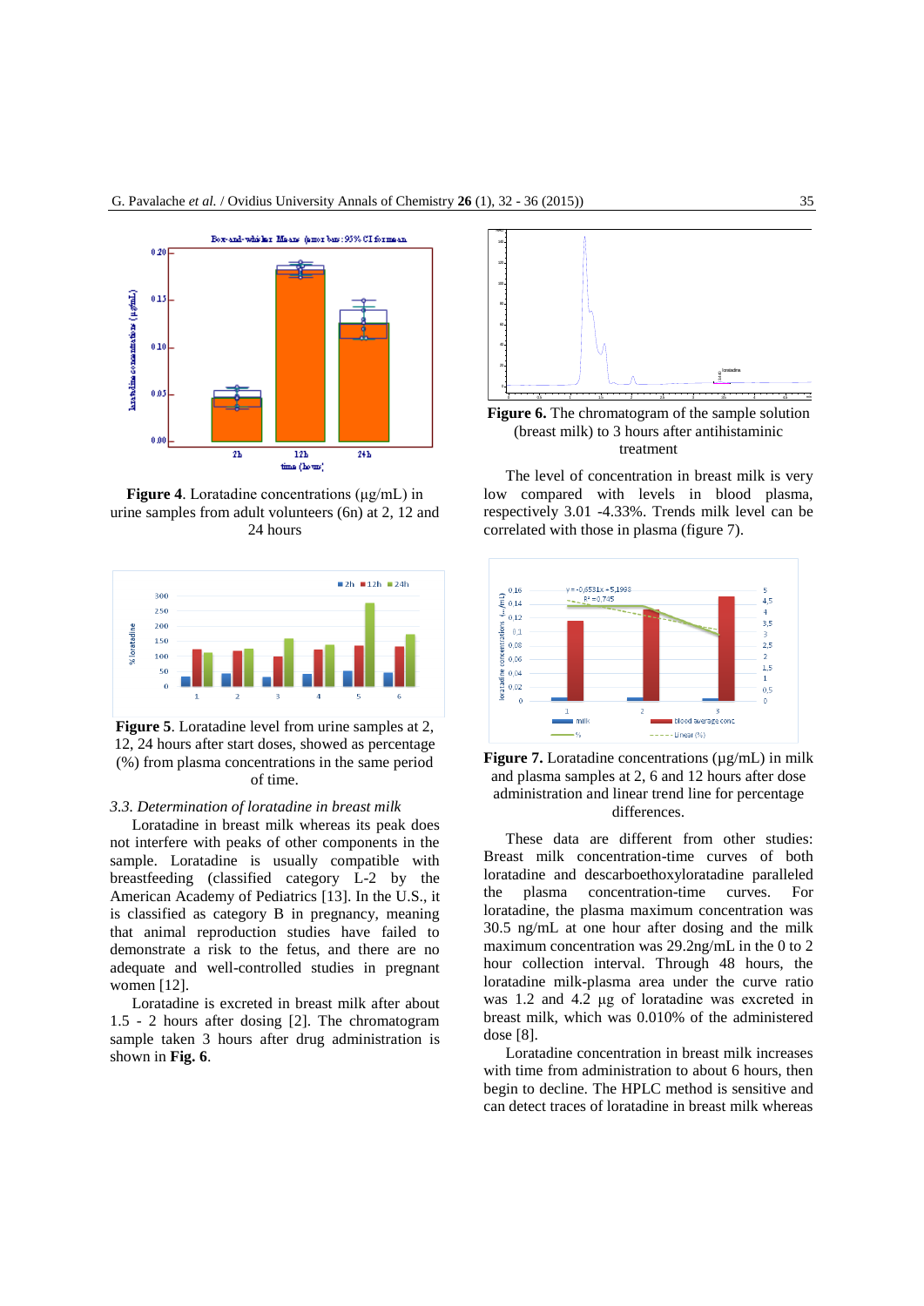**Figure 4**. Loratadine concentrations (µg/mL) in urine samples from adult volunteers (6n) at 2, 12 and 24 hours

**Figure 5**. Loratadine level from urine samples at 2, 12, 24 hours after start doses, showed as percentage (%) from plasma concentrations in the same period of time.

*3.3. Determination of loratadine in breast milk*

Loratadine in breast milk whereas its peak does not interfere with peaks of other components in the sample. Loratadine is usually compatible with breastfeeding (classified category L-2 by the American Academy of Pediatrics [13]. In the U.S., it is classified as category B in pregnancy, meaning that animal reproduction studies have failed to demonstrate a risk to the fetus, and there are no adequate and well-controlled studies in pregnant women [12].

Loratadine is excreted in breast milk after about 1.5 - 2 hours after dosing [2]. The chromatogram sample taken 3 hours after drug administration is shown in **Fig. 6**.

**Figure 6.** The chromatogram of the sample solution (breast milk) to 3 hours after antihistaminic treatment

The level of concentration in breast milk is very low compared with levels in blood plasma, respectively 3.01 -4.33%. Trends milk level can be correlated with those in plasma (figure 7).

**Figure 7.** Loratadine concentrations (µg/mL) in milk and plasma samples at 2, 6 and 12 hours after dose administration and linear trend line for percentage differences.

These data are different from other studies: Breast milk concentration-time curves of both loratadine and descarboethoxyloratadine paralleled the plasma concentration-time curves. For loratadine, the plasma maximum concentration was 30.5 ng/mL at one hour after dosing and the milk maximum concentration was 29.2ng/mL in the 0 to 2 hour collection interval. Through 48 hours, the loratadine milk-plasma area under the curve ratio was 1.2 and 4.2 µg of loratadine was excreted in breast milk, which was 0.010% of the administered dose [8].

Loratadine concentration in breast milk increases with time from administration to about 6 hours, then begin to decline. The HPLC method is sensitive and can detect traces of loratadine in breast milk whereas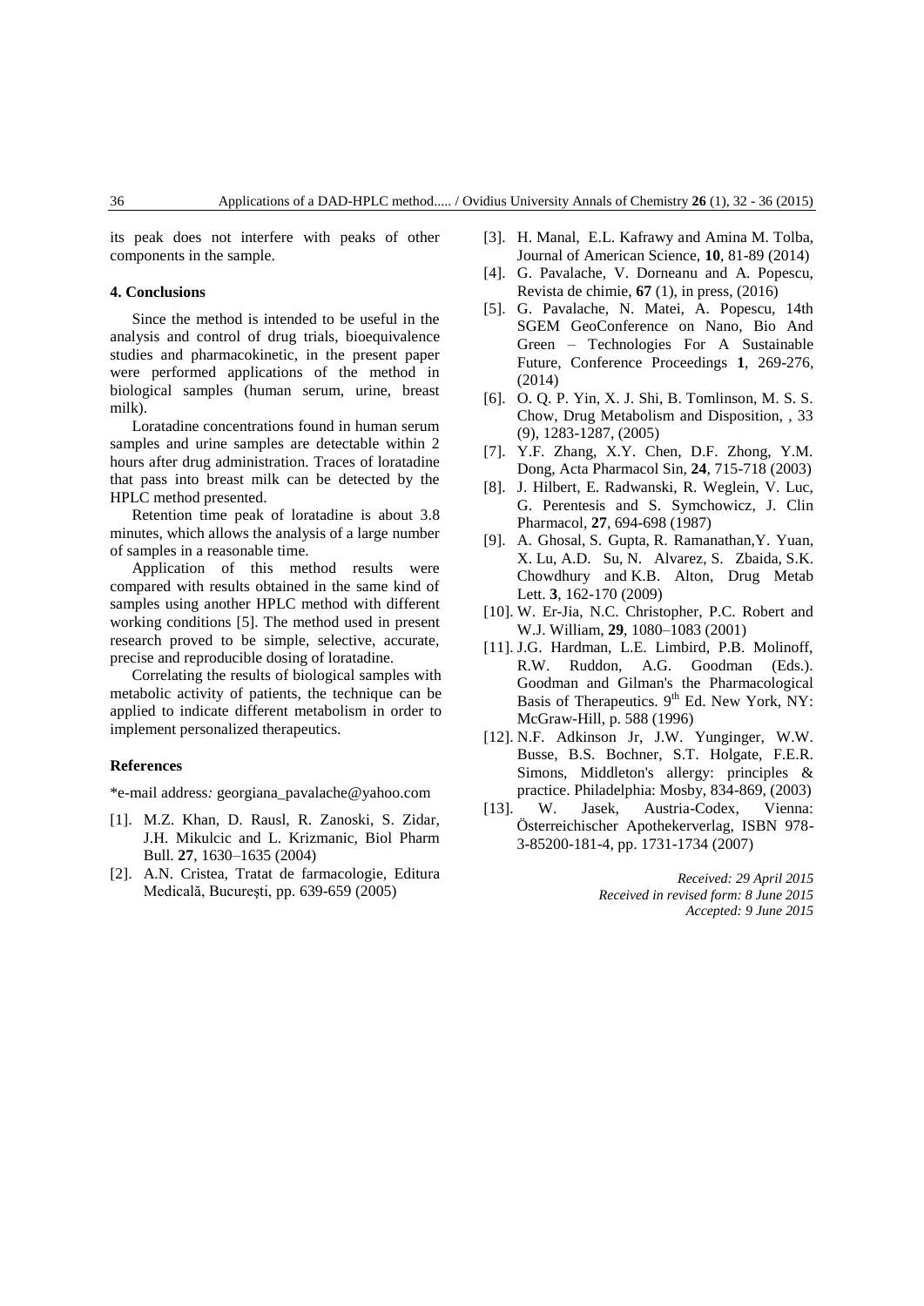its peak does not interfere with peaks of other components in the sample.

### 4. Conclusions

Since the method is intended to be useful in the analysis and control of drug trials, bioequivalence studies and pharmacokinetic, in the present paper were performed applications of the method in biological samples (human serum, urine, breast milk).

Loratadine concentrations found in human serum samples and urine samples are detectable within 2 hours after drug administration. Traces of loratadine that pass into breast milk can be detected by the HPLC method presented.

Retention time peak of loratadine is about 3.8 minutes, which allows the analysis of a large number of samples in a reasonable time.

Application of this method results were compared with results obtained in the same kind of samples using another HPLC method with different working conditions [5]. The method used in present research proved to be simple, selective, accurate, precise and reproducible dosing of loratadine.

Correlating the results of biological samples with metabolic activity of patients, the technique can be applied to indicate different metabolism in order to implement personalized therapeutics.

### References

*e-mail address*:* georgiana_pavalache@yahoo.com

[1]. M.Z. Khan, D. Rausl, R. Zanoski, S. Zidar, J.H. Mikulcic and L. Krizmanic, Biol Pharm Bull. **27**, 1630–1635 (2004)

[2]. A.N. Cristea, Tratat de farmacologie, Editura Medicală, București, pp. 639-659 (2005)

[3]. H. Manal, E.L. Kafrawy and Amina M. Tolba, Journal of American Science, **10**, 81-89 (2014)

[4]. G. Pavalache, V. Dorneanu and A. Popescu, Revista de chimie, **67** (1), in press, (2016)

[5]. G. Pavalache, N. Matei, A. Popescu, 14th SGEM GeoConference on Nano, Bio And Green – Technologies For A Sustainable Future, Conference Proceedings **1**, 269-276, (2014)

[6]. O. Q. P. Yin, X. J. Shi, B. Tomlinson, M. S. S. Chow, Drug Metabolism and Disposition, , 33 (9), 1283-1287, (2005)

[7]. Y.F. Zhang, X.Y. Chen, D.F. Zhong, Y.M. Dong, Acta Pharmacol Sin, **24**, 715-718 (2003)

[8]. J. Hilbert, E. Radwanski, R. Weglein, V. Luc, G. Perentesis and S. Symchowicz, J. Clin Pharmacol, **27**, 694-698 (1987)

[9]. A. Ghosal, S. Gupta, R. Ramanathan,Y. Yuan, X. Lu, A.D. Su, N. Alvarez, S. Zbaida, S.K. Chowdhury and K.B. Alton, Drug Metab Lett. **3**, 162-170 (2009)

[10]. W. Er-Jia, N.C. Christopher, P.C. Robert and W.J. William, **29**, 1080–1083 (2001)

[11]. J.G. Hardman, L.E. Limbird, P.B. Molinoff, R.W. Ruddon, A.G. Goodman (Eds.). Goodman and Gilman's the Pharmacological Basis of Therapeutics. 9th Ed. New York, NY: McGraw-Hill, p. 588 (1996)

[12]. N.F. Adkinson Jr, J.W. Yunginger, W.W. Busse, B.S. Bochner, S.T. Holgate, F.E.R. Simons, Middleton's allergy: principles & practice. Philadelphia: Mosby, 834-869, (2003)

[13]. W. Jasek, Austria-Codex, Vienna: Österreichischer Apothekerverlag, ISBN 978-3-85200-181-4, pp. 1731-1734 (2007)

*Received: 29 April 2015*
*Received in revised form: 8 June 2015*
*Accepted: 9 June 2015*